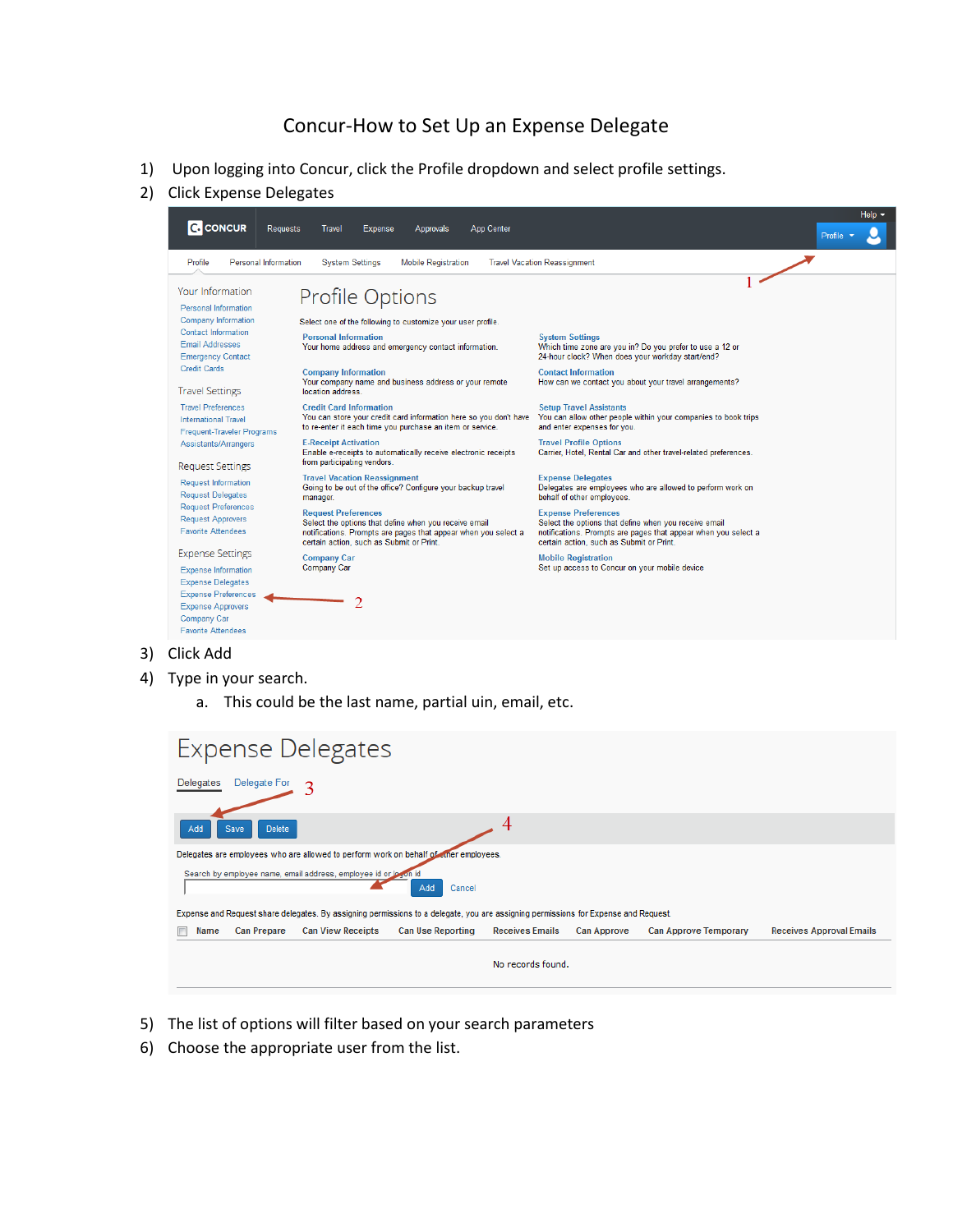# Concur-How to Set Up an Expense Delegate

1) Upon logging into Concur, click the Profile dropdown and select profile settings.
2) Click Expense Delegates

Help ▾

CONCUR | Requests | Travel | Expense | Approvals | App Center | Profile ▾

Profile | Personal Information | System Settings | Mobile Registration | Travel Vacation Reassignment

1

**Your Information**

- Personal Information
- Company Information
- Contact Information
- Email Addresses
- Emergency Contact
- Credit Cards

**Travel Settings**

- Travel Preferences
- International Travel
- Frequent-Traveler Programs
- Assistants/Arrangers

**Request Settings**

- Request Information
- Request Delegates
- Request Preferences
- Request Approvers
- Favorite Attendees

**Expense Settings**

- Expense Information
- Expense Delegates
- Expense Preferences
- Expense Approvers
- Company Car
- Favorite Attendees

2

## Profile Options

Select one of the following to customize your user profile.

**Personal Information**
Your home address and emergency contact information.

**Company Information**
Your company name and business address or your remote location address.

**Credit Card Information**
You can store your credit card information here so you don't have to re-enter it each time you purchase an item or service.

**E-Receipt Activation**
Enable e-receipts to automatically receive electronic receipts from participating vendors.

**Travel Vacation Reassignment**
Going to be out of the office? Configure your backup travel manager.

**Request Preferences**
Select the options that define when you receive email notifications. Prompts are pages that appear when you select a certain action, such as Submit or Print.

**Company Car**
Company Car

**System Settings**
Which time zone are you in? Do you prefer to use a 12 or 24-hour clock? When does your workday start/end?

**Contact Information**
How can we contact you about your travel arrangements?

**Setup Travel Assistants**
You can allow other people within your companies to book trips and enter expenses for you.

**Travel Profile Options**
Carrier, Hotel, Rental Car and other travel-related preferences.

**Expense Delegates**
Delegates are employees who are allowed to perform work on behalf of other employees.

**Expense Preferences**
Select the options that define when you receive email notifications. Prompts are pages that appear when you select a certain action, such as Submit or Print.

**Mobile Registration**
Set up access to Concur on your mobile device

3) Click Add
4) Type in your search.
   a. This could be the last name, partial uin, email, etc.

## Expense Delegates

Delegates | Delegate For

3

Add | Save | Delete

4

Delegates are employees who are allowed to perform work on behalf of other employees.

Search by employee name, email address, employee id or logon id

Add | Cancel

Expense and Request share delegates. By assigning permissions to a delegate, you are assigning permissions for Expense and Request

| ☐ | Name | Can Prepare | Can View Receipts | Can Use Reporting | Receives Emails | Can Approve | Can Approve Temporary | Receives Approval Emails |
|---|---|---|---|---|---|---|---|---|

No records found.

5) The list of options will filter based on your search parameters
6) Choose the appropriate user from the list.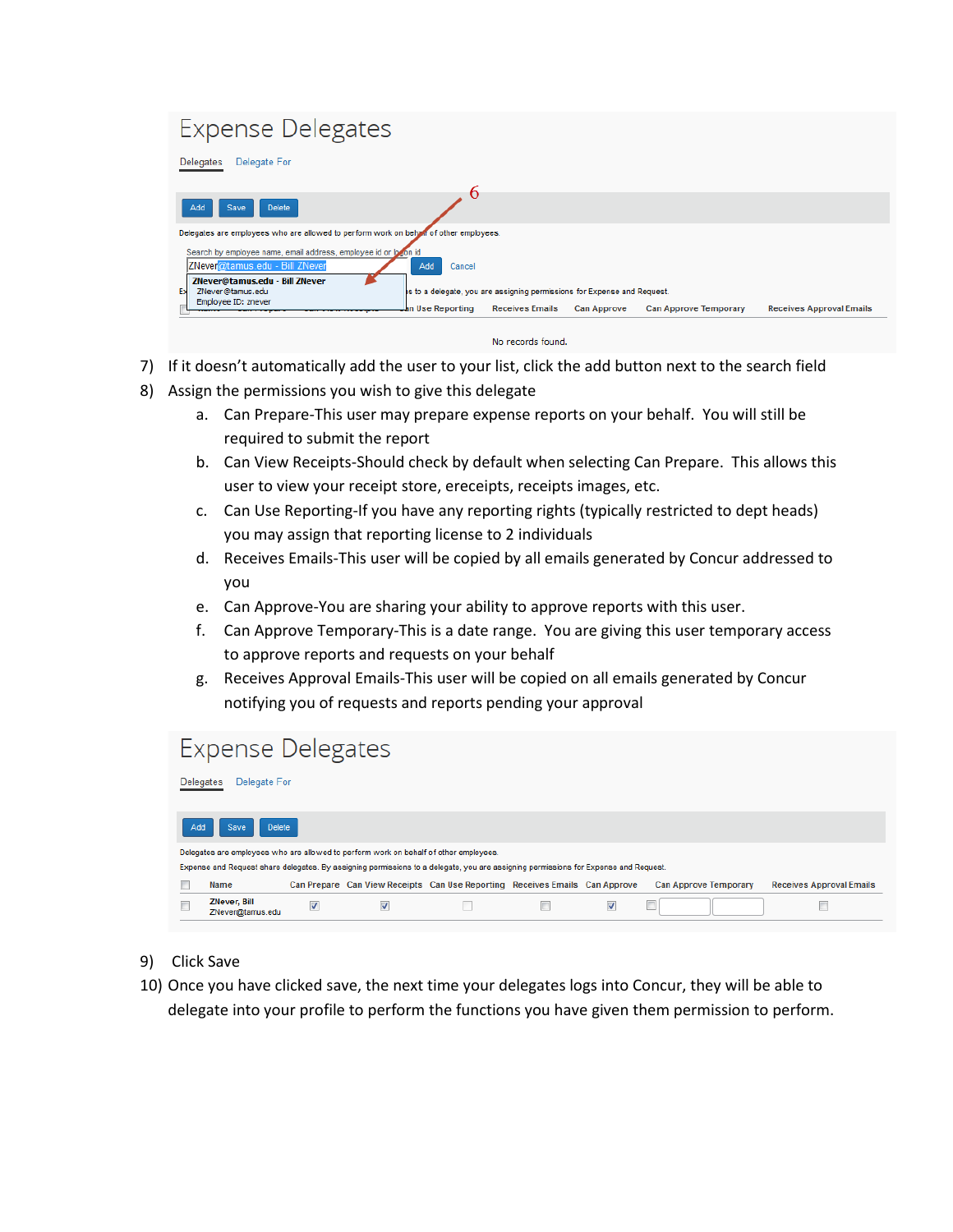Expense Delegates

Delegates Delegate For

Add Save Delete

Delegates are employees who are allowed to perform work on behalf of other employees.

Search by employee name, email address, employee id or logon id

ZNever@tamus.edu - Bill ZNever Add Cancel

ZNever@tamus.edu - Bill ZNever
ZNever@tamus.edu
Employee ID: znever

6

No records found.

7) If it doesn't automatically add the user to your list, click the add button next to the search field
8) Assign the permissions you wish to give this delegate
   a. Can Prepare-This user may prepare expense reports on your behalf. You will still be required to submit the report
   b. Can View Receipts-Should check by default when selecting Can Prepare. This allows this user to view your receipt store, ereceipts, receipts images, etc.
   c. Can Use Reporting-If you have any reporting rights (typically restricted to dept heads) you may assign that reporting license to 2 individuals
   d. Receives Emails-This user will be copied by all emails generated by Concur addressed to you
   e. Can Approve-You are sharing your ability to approve reports with this user.
   f. Can Approve Temporary-This is a date range. You are giving this user temporary access to approve reports and requests on your behalf
   g. Receives Approval Emails-This user will be copied on all emails generated by Concur notifying you of requests and reports pending your approval

Expense Delegates

Delegates Delegate For

Add Save Delete

Delegates are employees who are allowed to perform work on behalf of other employees.

Expense and Request share delegates. By assigning permissions to a delegate, you are assigning permissions for Expense and Request.

| | Name | Can Prepare | Can View Receipts | Can Use Reporting | Receives Emails | Can Approve | Can Approve Temporary | Receives Approval Emails |
|---|---|---|---|---|---|---|---|---|
| ☐ | ZNever, Bill ZNever@tamus.edu | ☑ | ☑ | ☐ | ☐ | ☑ | ☐ | ☐ |

9) Click Save
10) Once you have clicked save, the next time your delegates logs into Concur, they will be able to delegate into your profile to perform the functions you have given them permission to perform.